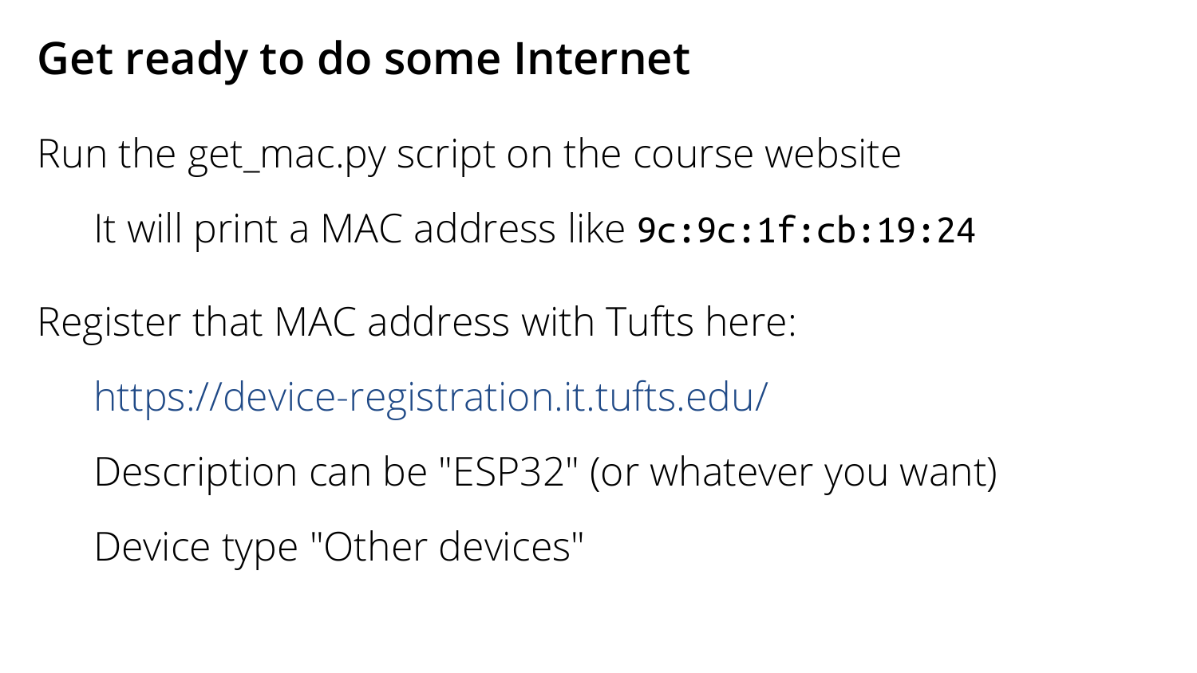# Get ready to do some Internet

Run the get_mac.py script on the course website

- It will print a MAC address like `9c:9c:1f:cb:19:24`

Register that MAC address with Tufts here:

- https://device-registration.it.tufts.edu/
- Description can be "ESP32" (or whatever you want)
- Device type "Other devices"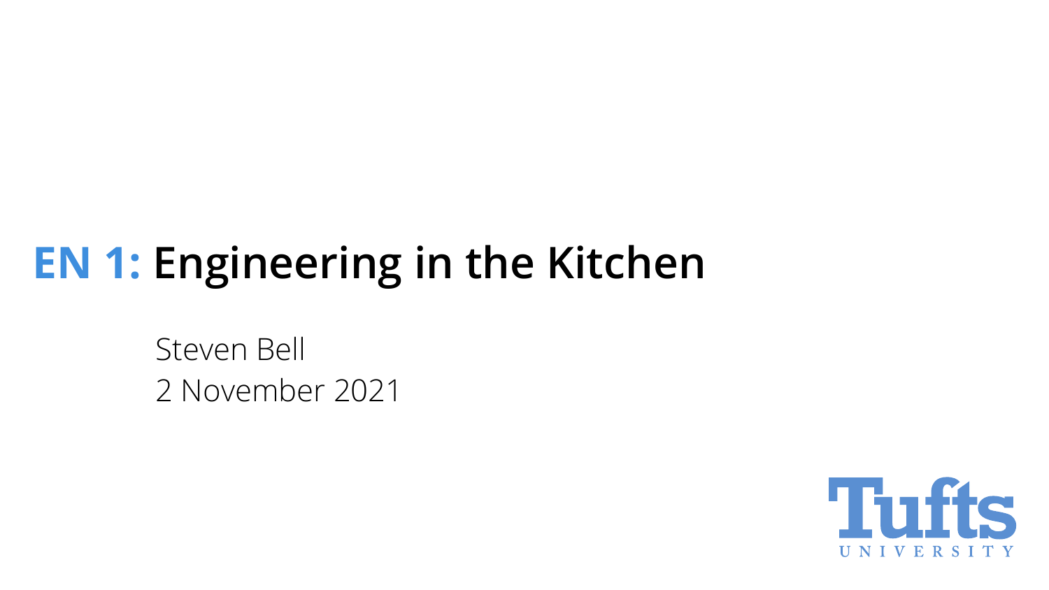# EN 1: Engineering in the Kitchen

Steven Bell

2 November 2021

Tufts UNIVERSITY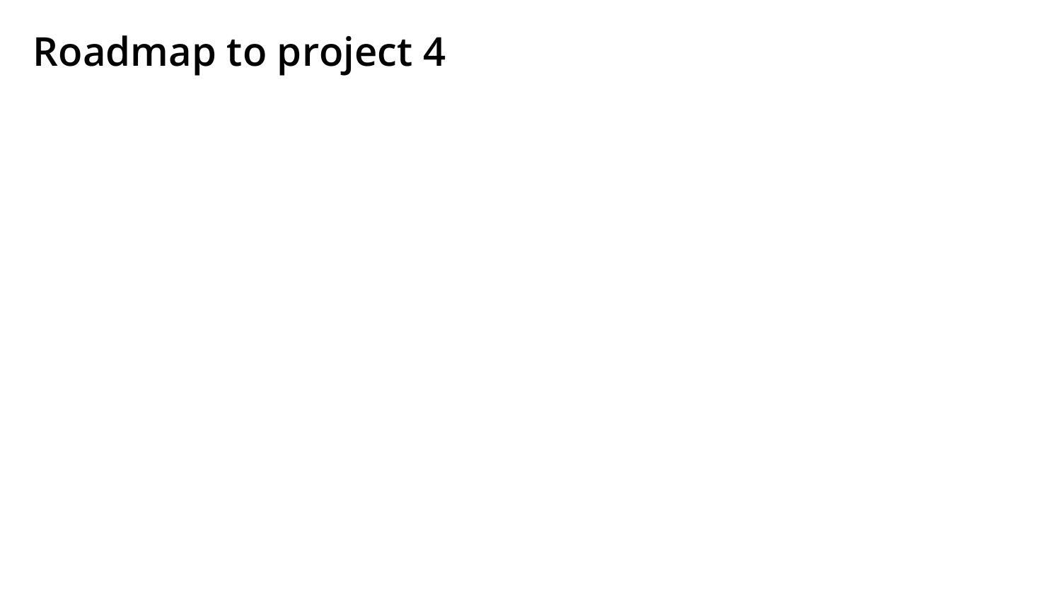# Roadmap to project 4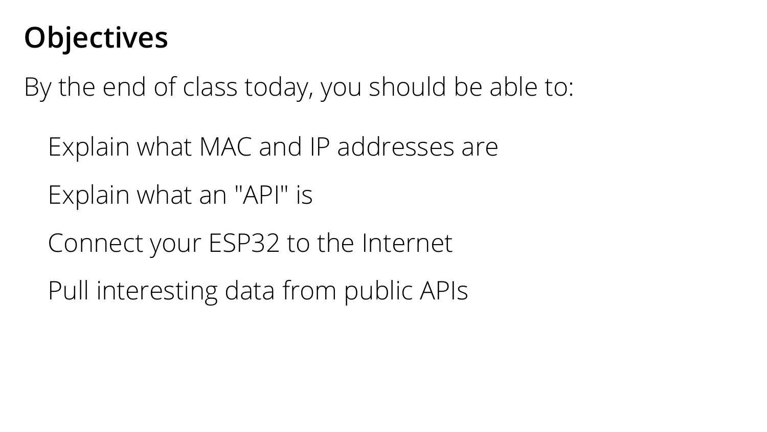# Objectives

By the end of class today, you should be able to:

- Explain what MAC and IP addresses are
- Explain what an "API" is
- Connect your ESP32 to the Internet
- Pull interesting data from public APIs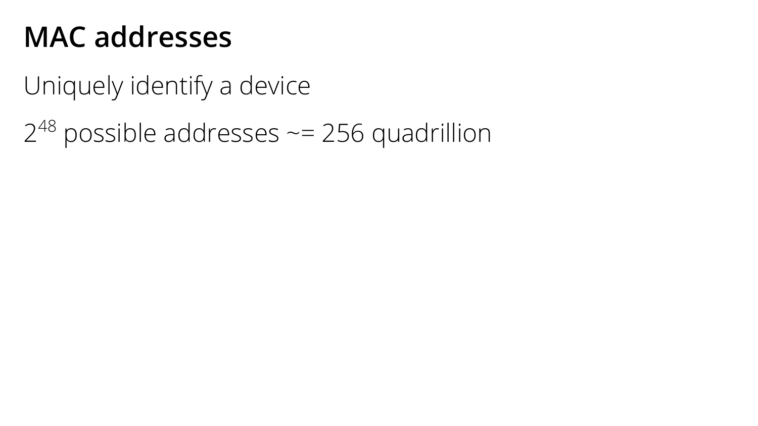# MAC addresses

Uniquely identify a device

$2^{48}$ possible addresses ~= 256 quadrillion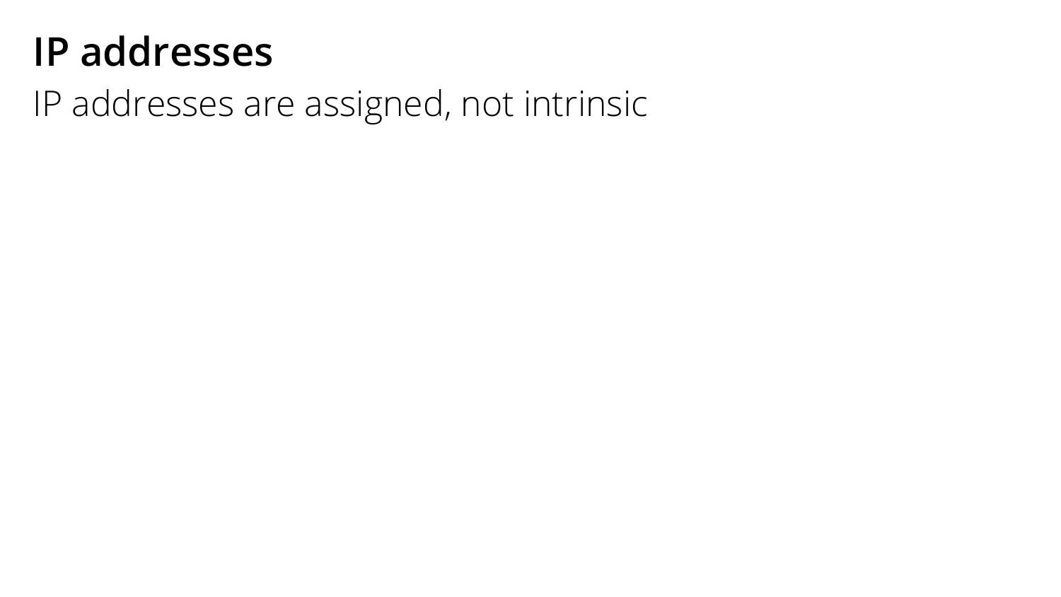# IP addresses

IP addresses are assigned, not intrinsic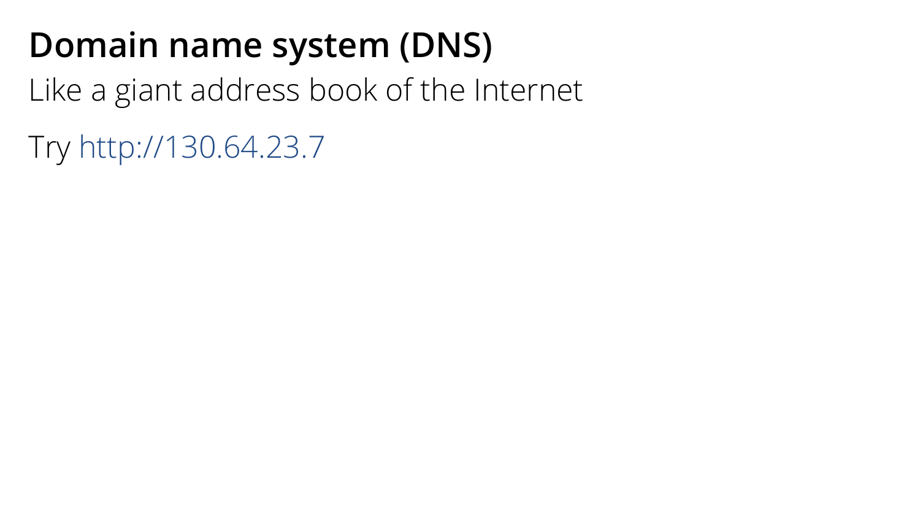# Domain name system (DNS)

Like a giant address book of the Internet

Try http://130.64.23.7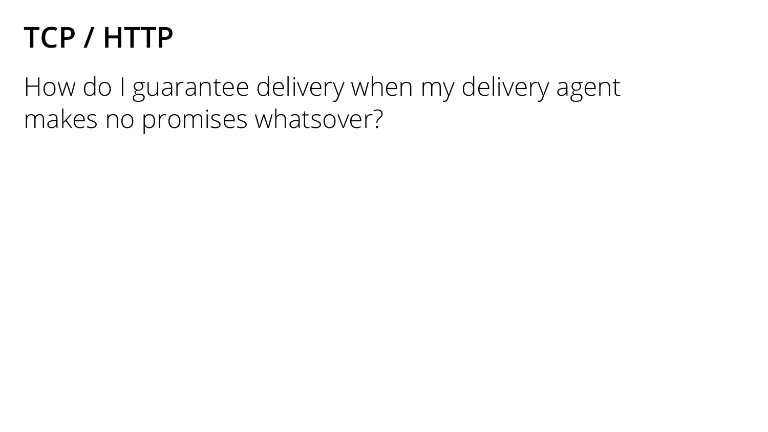# TCP / HTTP

How do I guarantee delivery when my delivery agent makes no promises whatsover?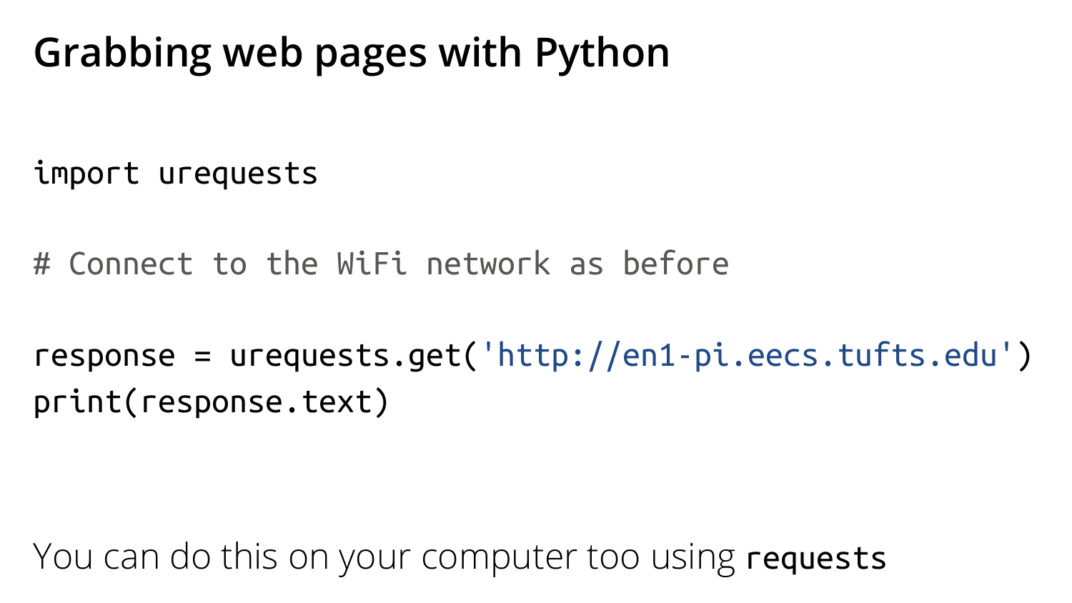# Grabbing web pages with Python

```
import urequests

# Connect to the WiFi network as before

response = urequests.get('http://en1-pi.eecs.tufts.edu')
print(response.text)
```

You can do this on your computer too using `requests`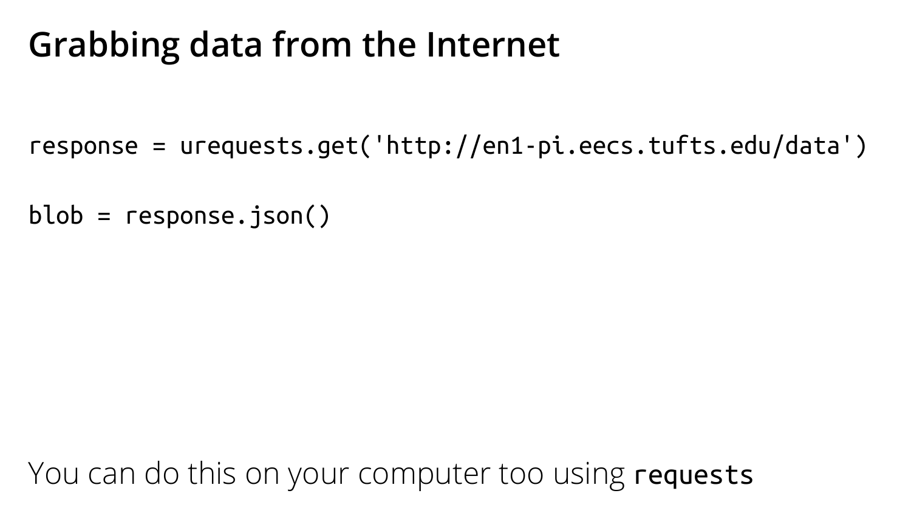# Grabbing data from the Internet

```
response = urequests.get('http://en1-pi.eecs.tufts.edu/data')

blob = response.json()
```

You can do this on your computer too using `requests`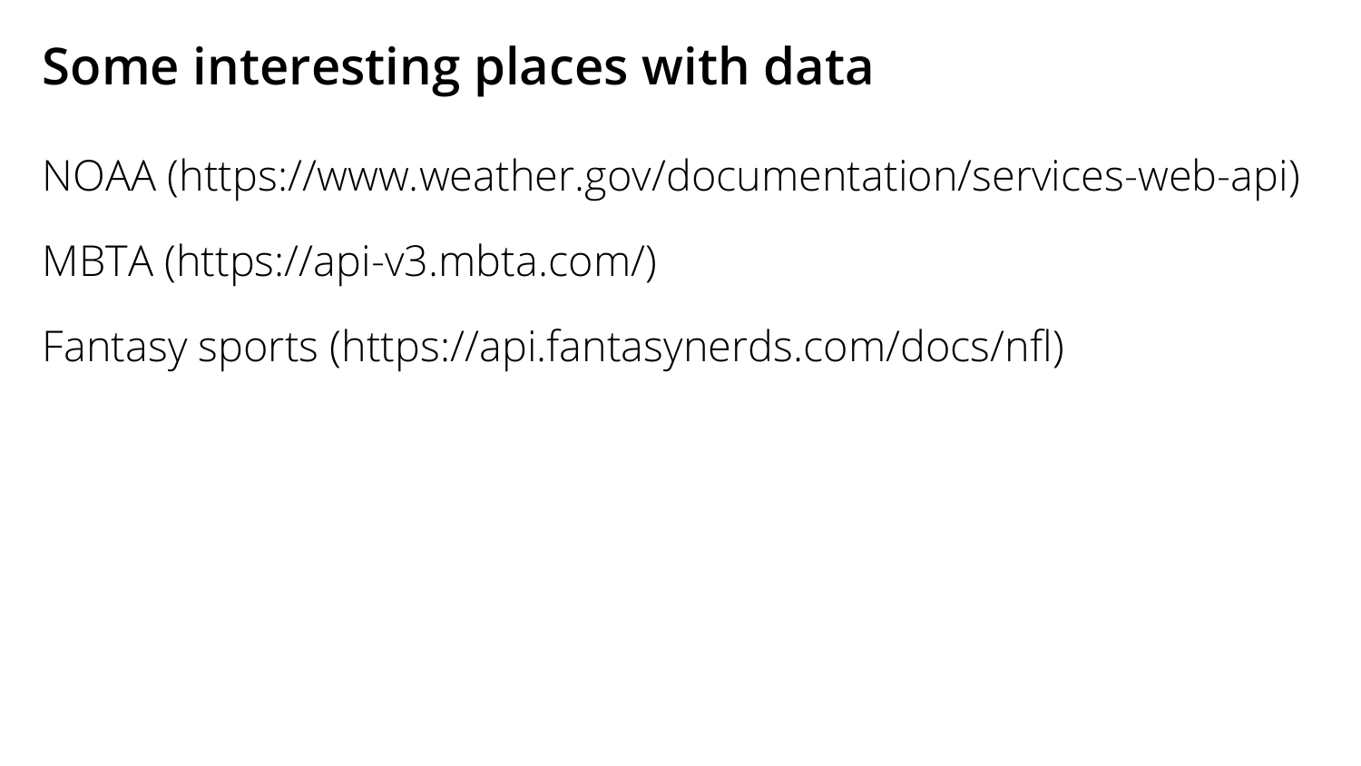# Some interesting places with data

NOAA (https://www.weather.gov/documentation/services-web-api)

MBTA (https://api-v3.mbta.com/)

Fantasy sports (https://api.fantasynerds.com/docs/nfl)